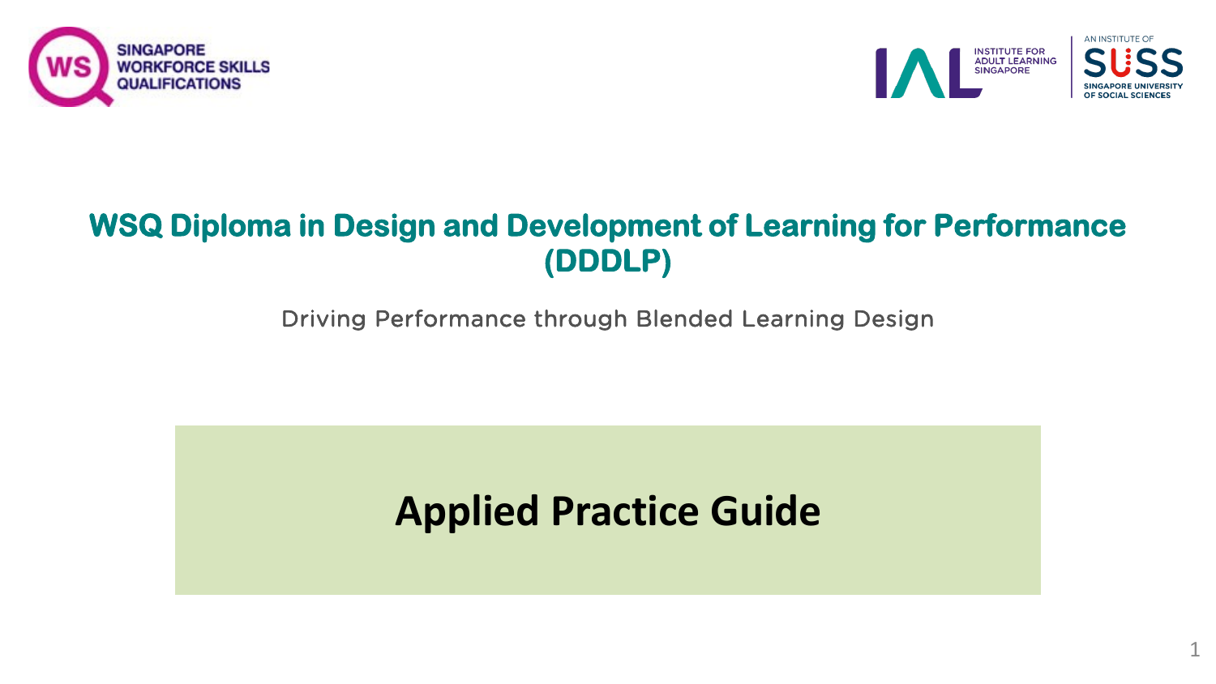SINGAPORE WORKFORCE SKILLS QUALIFICATIONS

INSTITUTE FOR ADULT LEARNING SINGAPORE

AN INSTITUTE OF SUSS SINGAPORE UNIVERSITY OF SOCIAL SCIENCES

# WSQ Diploma in Design and Development of Learning for Performance (DDDLP)

Driving Performance through Blended Learning Design

## Applied Practice Guide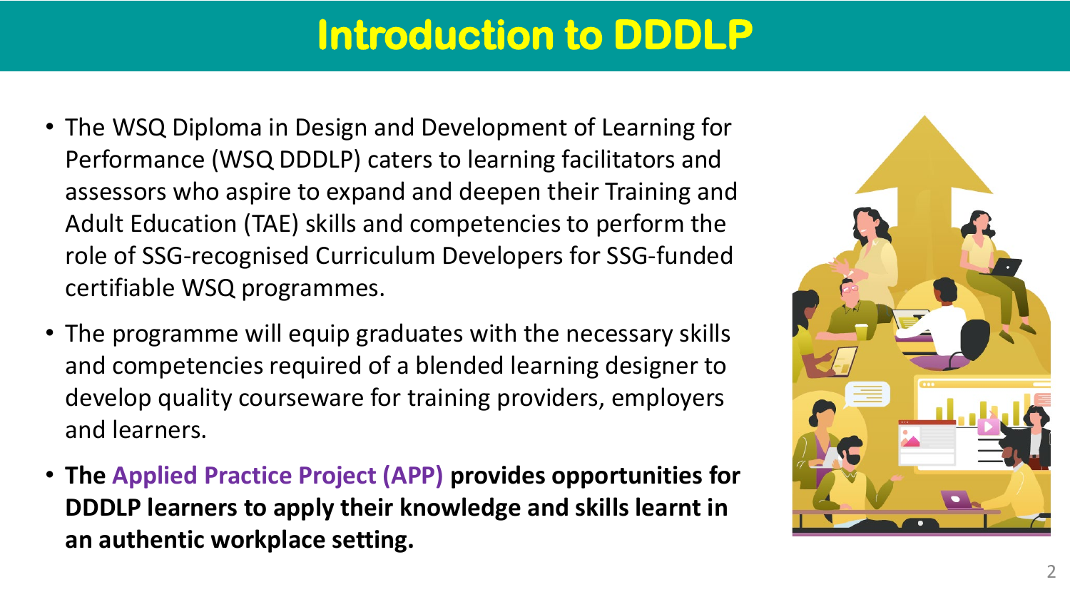# Introduction to DDDLP

- The WSQ Diploma in Design and Development of Learning for Performance (WSQ DDDLP) caters to learning facilitators and assessors who aspire to expand and deepen their Training and Adult Education (TAE) skills and competencies to perform the role of SSG-recognised Curriculum Developers for SSG-funded certifiable WSQ programmes.
- The programme will equip graduates with the necessary skills and competencies required of a blended learning designer to develop quality courseware for training providers, employers and learners.
- **The Applied Practice Project (APP) provides opportunities for DDDLP learners to apply their knowledge and skills learnt in an authentic workplace setting.**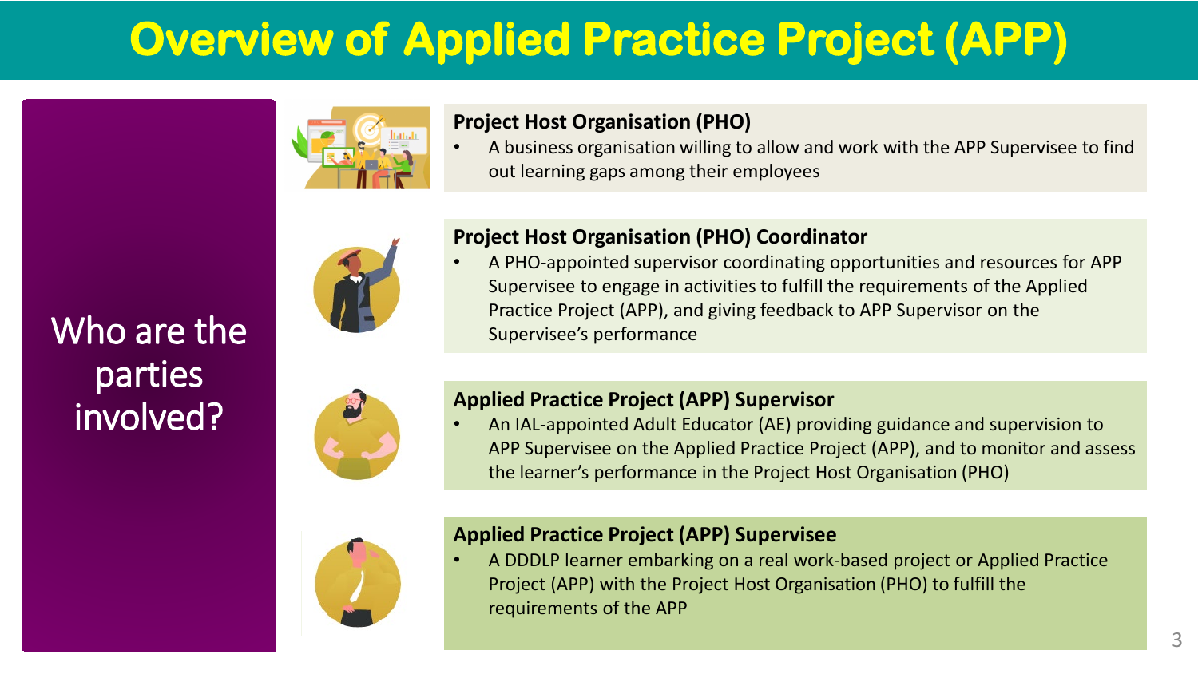# Overview of Applied Practice Project (APP)

## Who are the parties involved?

**Project Host Organisation (PHO)**

- A business organisation willing to allow and work with the APP Supervisee to find out learning gaps among their employees

**Project Host Organisation (PHO) Coordinator**

- A PHO-appointed supervisor coordinating opportunities and resources for APP Supervisee to engage in activities to fulfill the requirements of the Applied Practice Project (APP), and giving feedback to APP Supervisor on the Supervisee's performance

**Applied Practice Project (APP) Supervisor**

- An IAL-appointed Adult Educator (AE) providing guidance and supervision to APP Supervisee on the Applied Practice Project (APP), and to monitor and assess the learner's performance in the Project Host Organisation (PHO)

**Applied Practice Project (APP) Supervisee**

- A DDDLP learner embarking on a real work-based project or Applied Practice Project (APP) with the Project Host Organisation (PHO) to fulfill the requirements of the APP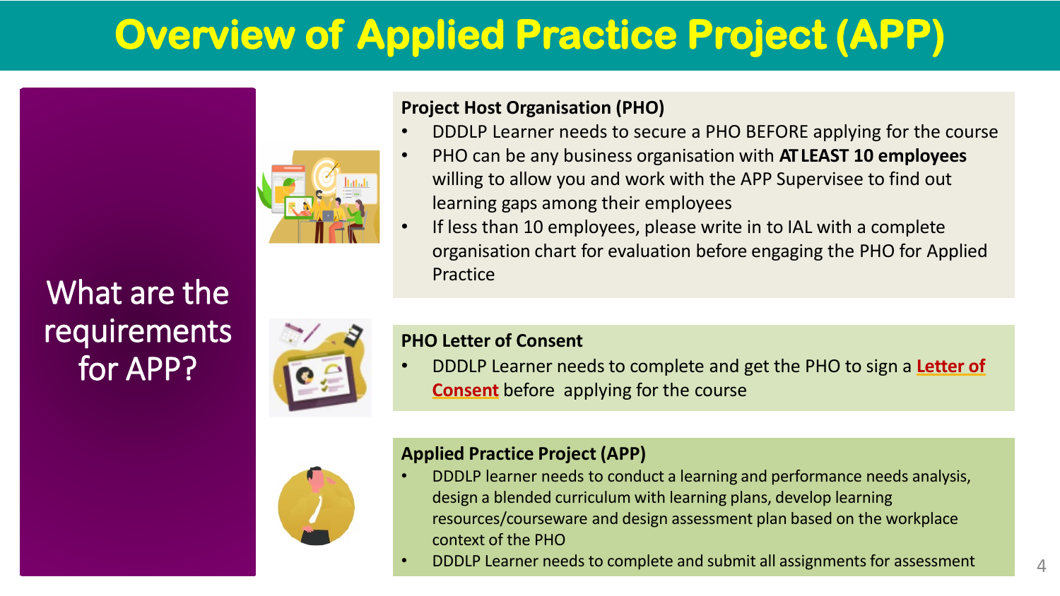# Overview of Applied Practice Project (APP)

## What are the requirements for APP?

**Project Host Organisation (PHO)**

- DDDLP Learner needs to secure a PHO BEFORE applying for the course
- PHO can be any business organisation with **AT LEAST 10 employees** willing to allow you and work with the APP Supervisee to find out learning gaps among their employees
- If less than 10 employees, please write in to IAL with a complete organisation chart for evaluation before engaging the PHO for Applied Practice

**PHO Letter of Consent**

- DDDLP Learner needs to complete and get the PHO to sign a **Letter of Consent** before applying for the course

**Applied Practice Project (APP)**

- DDDLP learner needs to conduct a learning and performance needs analysis, design a blended curriculum with learning plans, develop learning resources/courseware and design assessment plan based on the workplace context of the PHO
- DDDLP Learner needs to complete and submit all assignments for assessment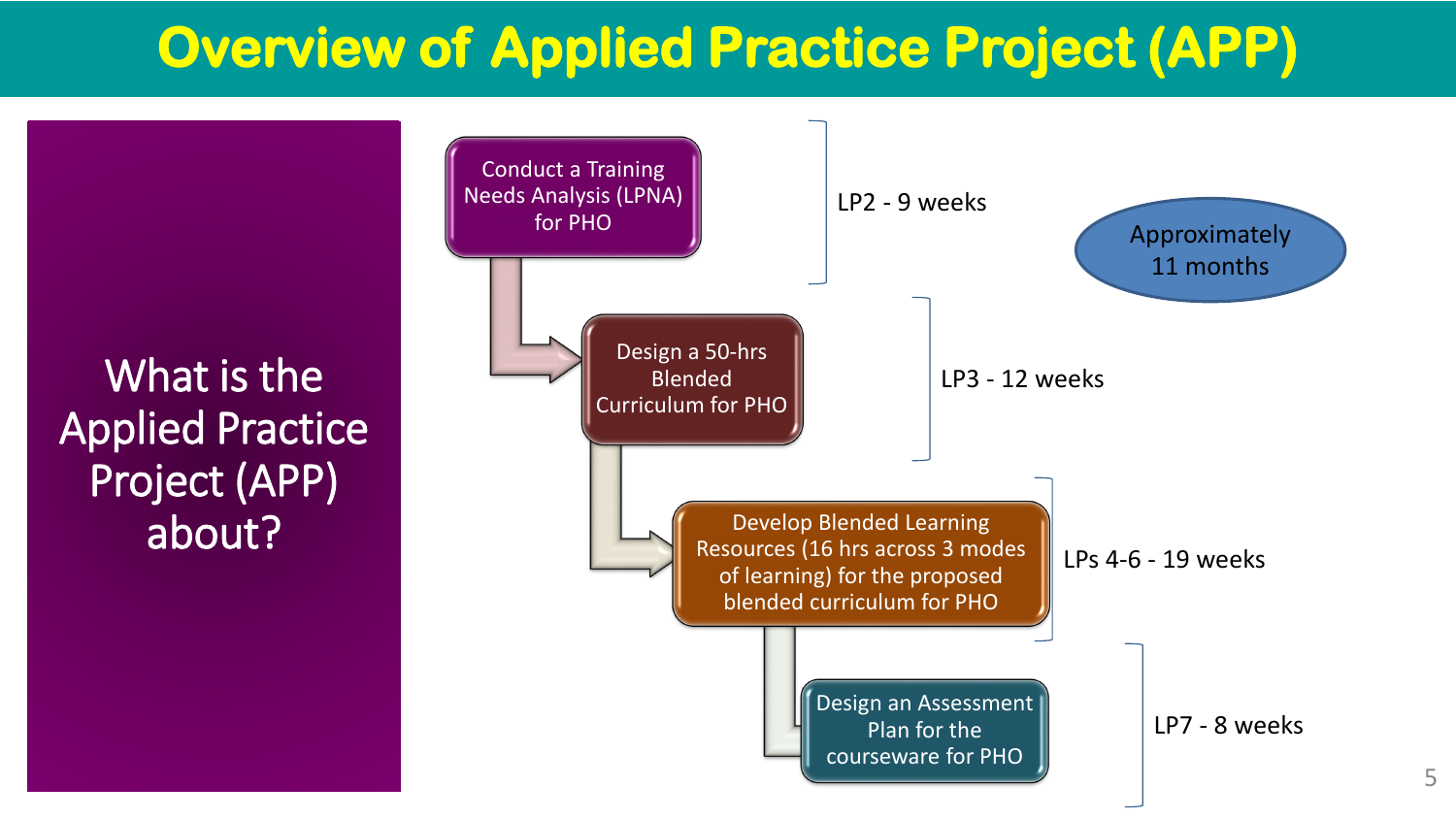# Overview of Applied Practice Project (APP)

## What is the Applied Practice Project (APP) about?

1. Conduct a Training Needs Analysis (LPNA) for PHO — LP2 - 9 weeks
2. Design a 50-hrs Blended Curriculum for PHO — LP3 - 12 weeks
3. Develop Blended Learning Resources (16 hrs across 3 modes of learning) for the proposed blended curriculum for PHO — LPs 4-6 - 19 weeks
4. Design an Assessment Plan for the courseware for PHO — LP7 - 8 weeks

Approximately 11 months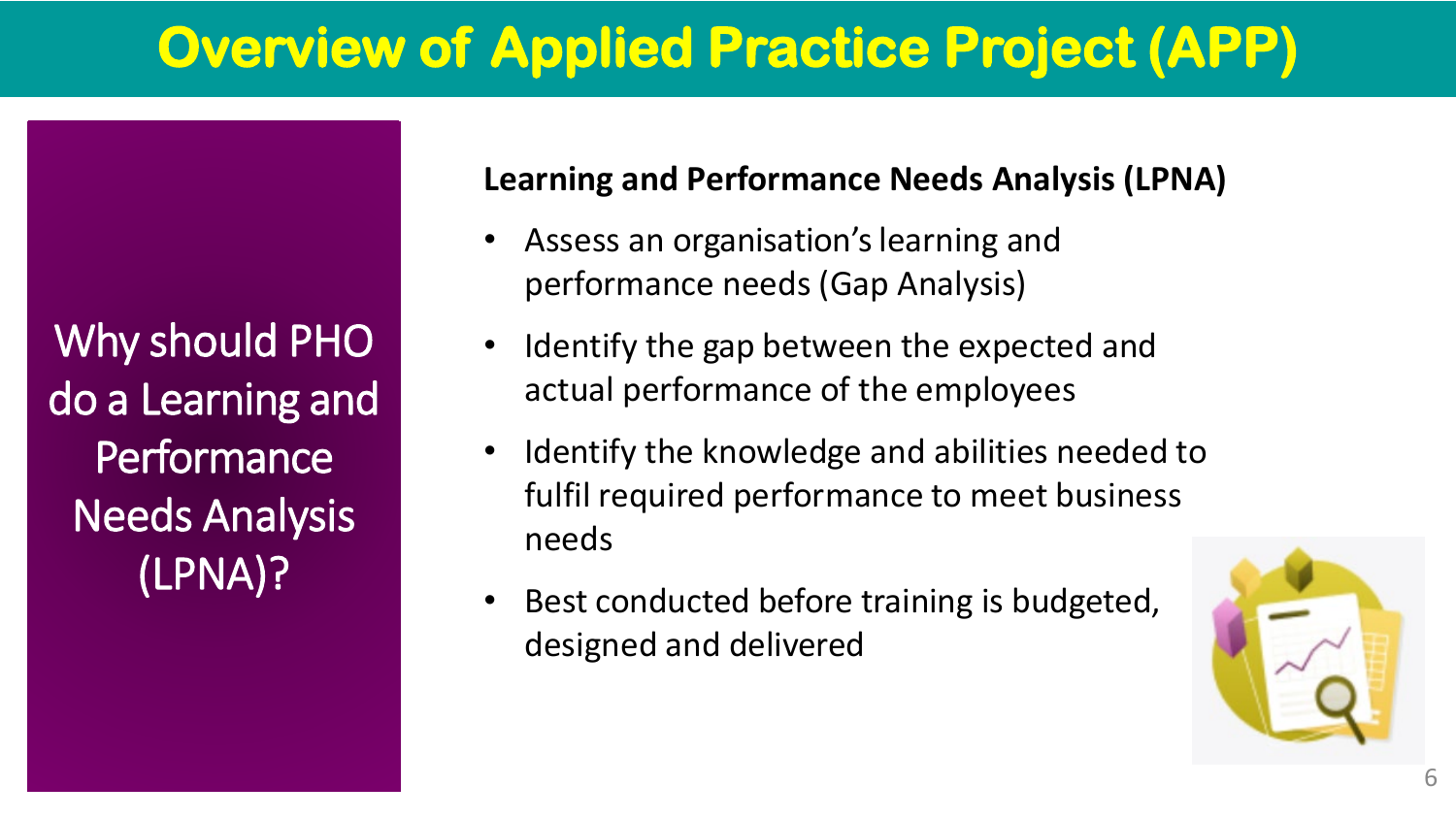# Overview of Applied Practice Project (APP)

Why should PHO do a Learning and Performance Needs Analysis (LPNA)?

**Learning and Performance Needs Analysis (LPNA)**

- Assess an organisation's learning and performance needs (Gap Analysis)
- Identify the gap between the expected and actual performance of the employees
- Identify the knowledge and abilities needed to fulfil required performance to meet business needs
- Best conducted before training is budgeted, designed and delivered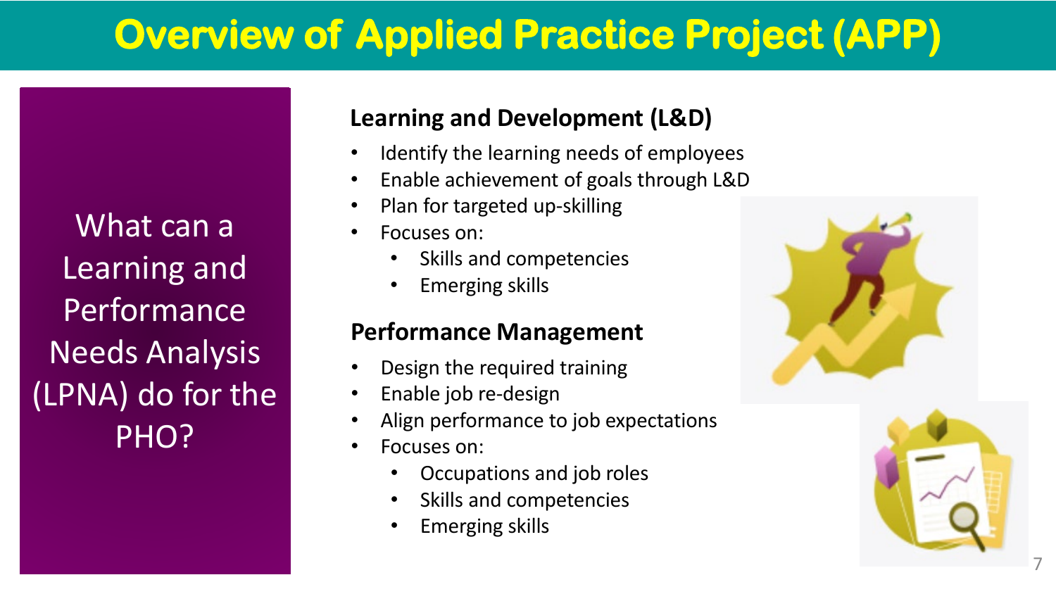# Overview of Applied Practice Project (APP)

What can a Learning and Performance Needs Analysis (LPNA) do for the PHO?

### Learning and Development (L&D)

- Identify the learning needs of employees
- Enable achievement of goals through L&D
- Plan for targeted up-skilling
- Focuses on:
  - Skills and competencies
  - Emerging skills

### Performance Management

- Design the required training
- Enable job re-design
- Align performance to job expectations
- Focuses on:
  - Occupations and job roles
  - Skills and competencies
  - Emerging skills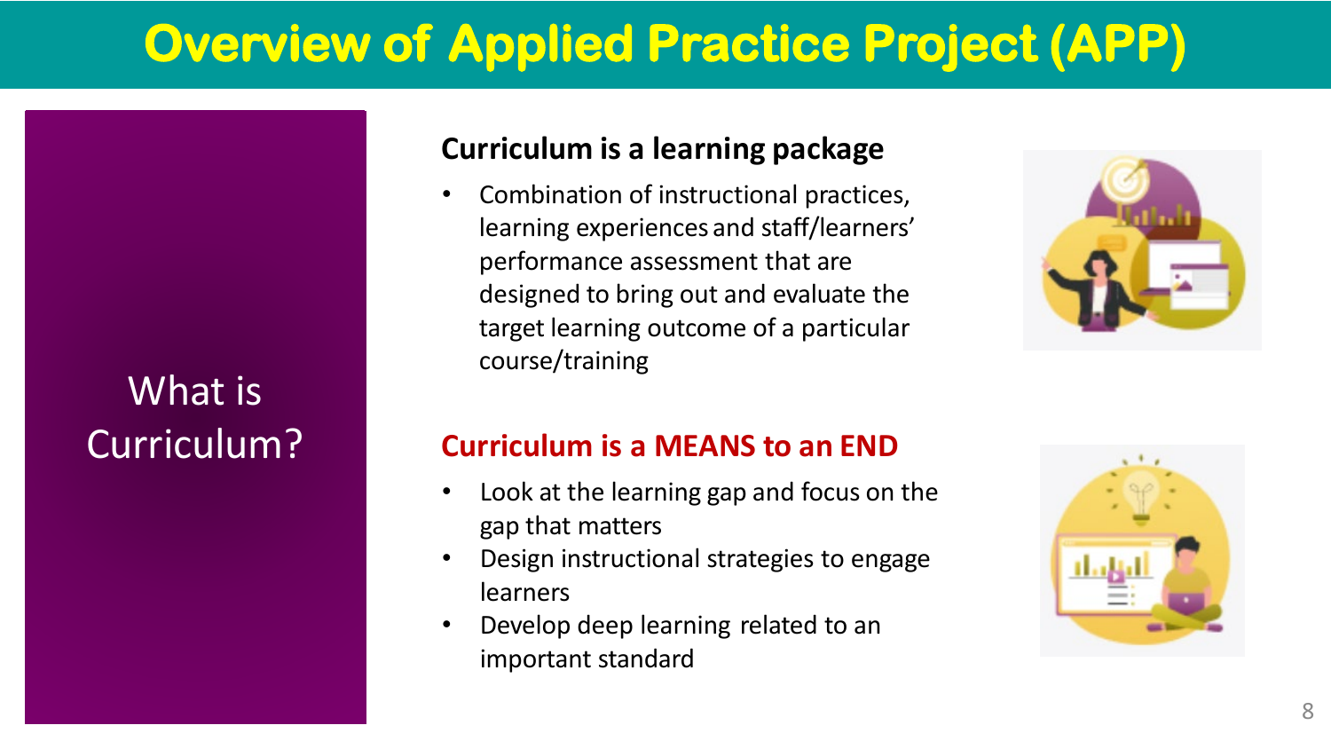# Overview of Applied Practice Project (APP)

## What is Curriculum?

### Curriculum is a learning package

- Combination of instructional practices, learning experiences and staff/learners' performance assessment that are designed to bring out and evaluate the target learning outcome of a particular course/training

### Curriculum is a MEANS to an END

- Look at the learning gap and focus on the gap that matters
- Design instructional strategies to engage learners
- Develop deep learning related to an important standard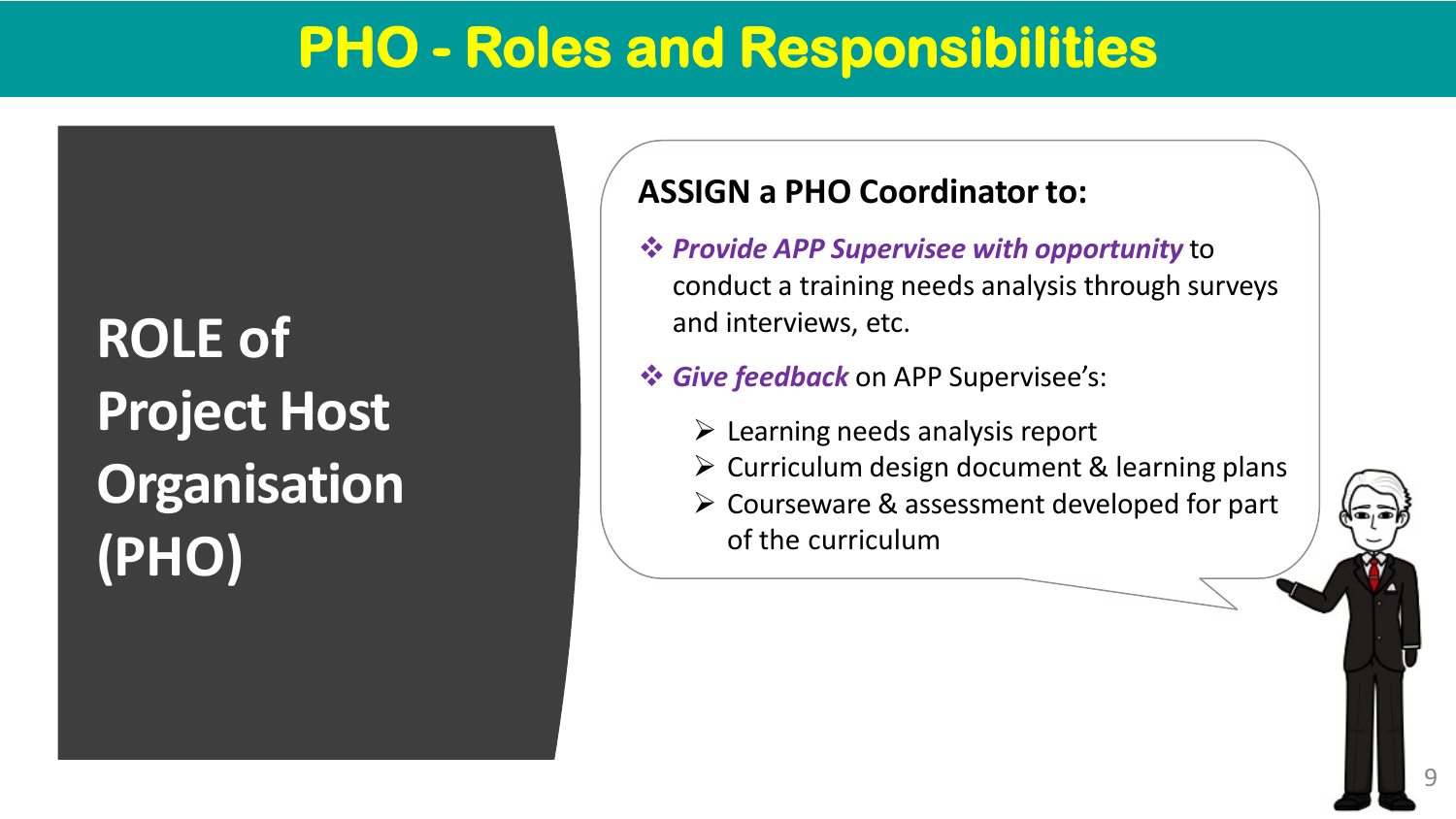# PHO - Roles and Responsibilities

## ROLE of Project Host Organisation (PHO)

**ASSIGN a PHO Coordinator to:**

- ***Provide APP Supervisee with opportunity*** to conduct a training needs analysis through surveys and interviews, etc.
- ***Give feedback*** on APP Supervisee's:
  - Learning needs analysis report
  - Curriculum design document & learning plans
  - Courseware & assessment developed for part of the curriculum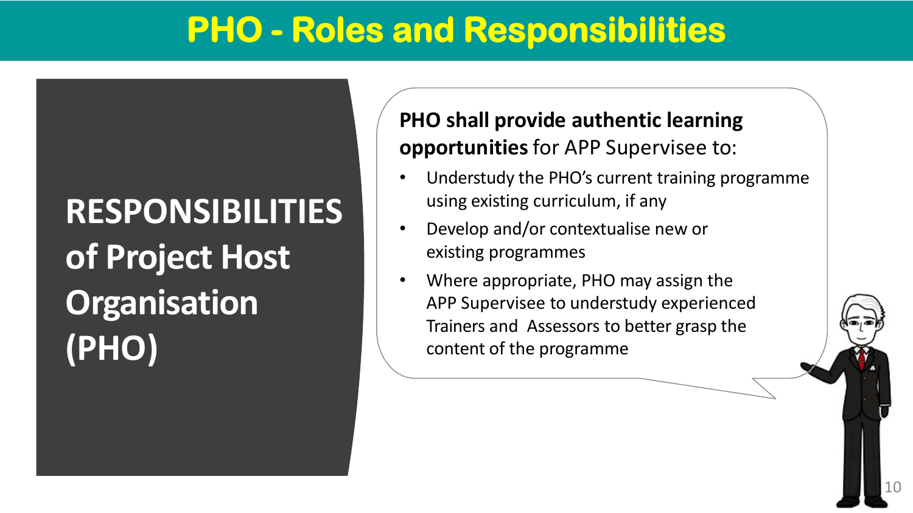# PHO - Roles and Responsibilities

## RESPONSIBILITIES of Project Host Organisation (PHO)

**PHO shall provide authentic learning opportunities** for APP Supervisee to:

- Understudy the PHO's current training programme using existing curriculum, if any
- Develop and/or contextualise new or existing programmes
- Where appropriate, PHO may assign the APP Supervisee to understudy experienced Trainers and Assessors to better grasp the content of the programme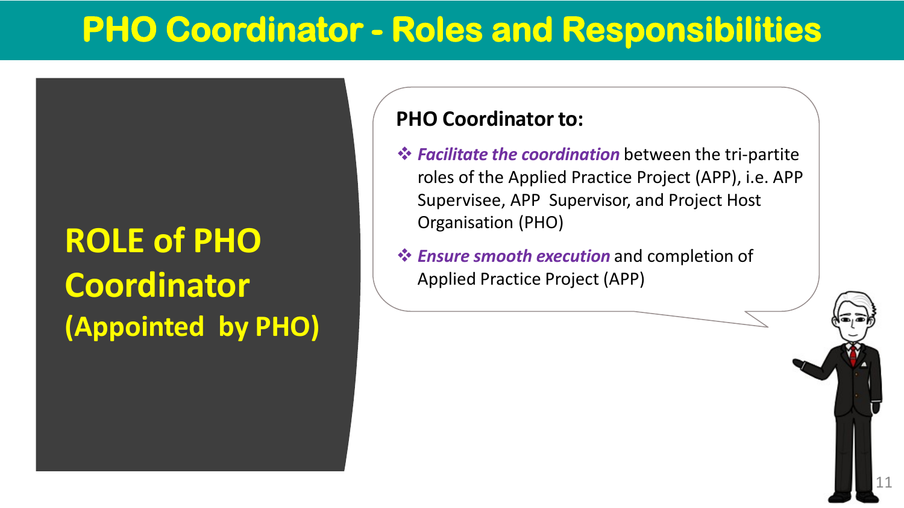# PHO Coordinator - Roles and Responsibilities

## ROLE of PHO Coordinator (Appointed by PHO)

**PHO Coordinator to:**

- ***Facilitate the coordination*** between the tri-partite roles of the Applied Practice Project (APP), i.e. APP Supervisee, APP Supervisor, and Project Host Organisation (PHO)
- ***Ensure smooth execution*** and completion of Applied Practice Project (APP)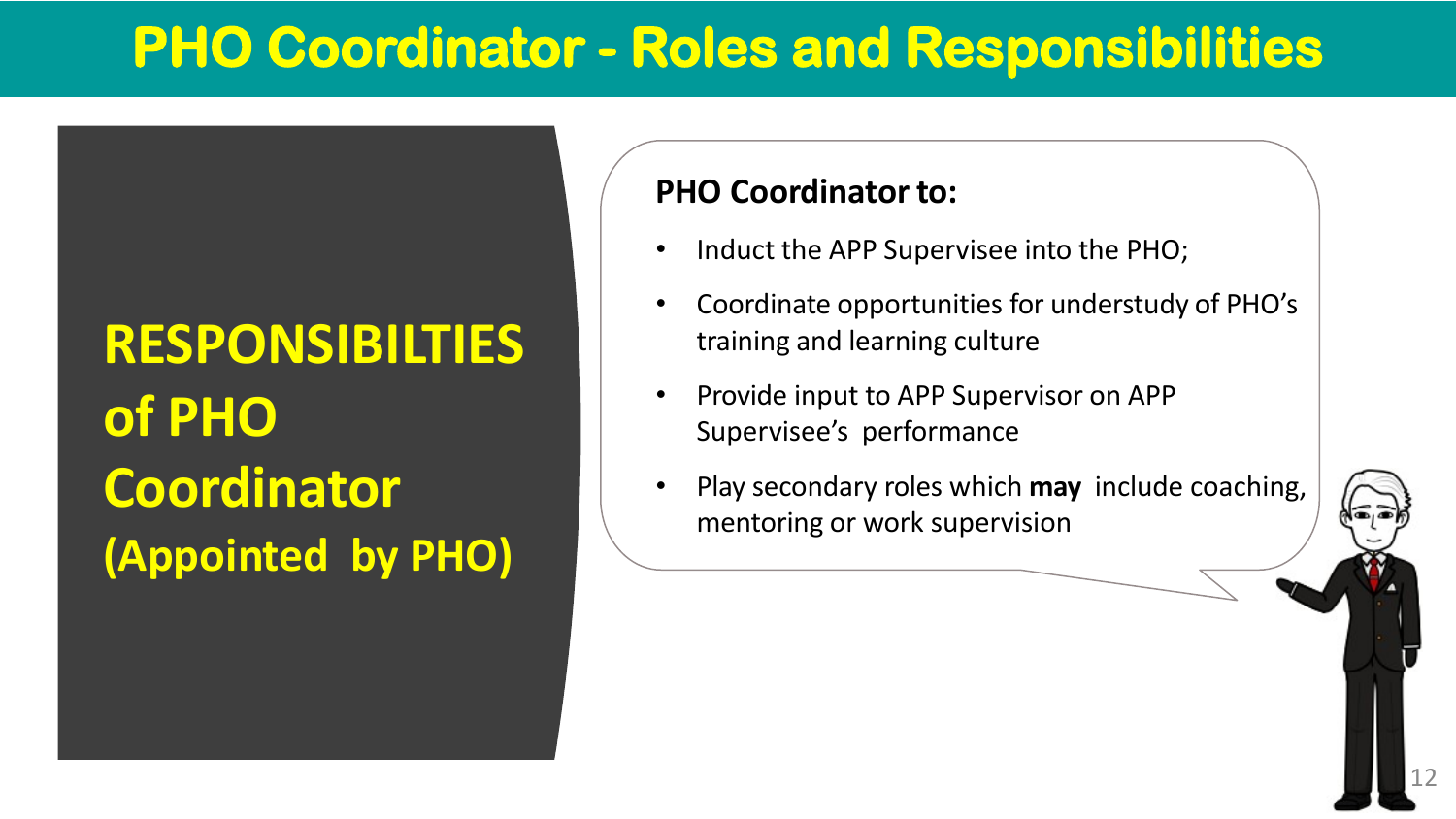# PHO Coordinator - Roles and Responsibilities

## RESPONSIBILTIES of PHO Coordinator (Appointed by PHO)

**PHO Coordinator to:**

- Induct the APP Supervisee into the PHO;
- Coordinate opportunities for understudy of PHO's training and learning culture
- Provide input to APP Supervisor on APP Supervisee's performance
- Play secondary roles which **may** include coaching, mentoring or work supervision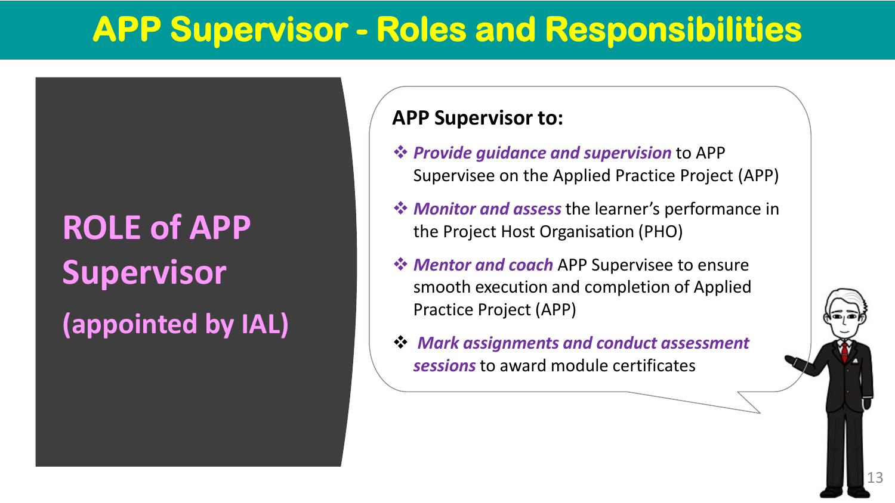# APP Supervisor - Roles and Responsibilities

## ROLE of APP Supervisor

## (appointed by IAL)

**APP Supervisor to:**

- ***Provide guidance and supervision*** to APP Supervisee on the Applied Practice Project (APP)
- ***Monitor and assess*** the learner's performance in the Project Host Organisation (PHO)
- ***Mentor and coach*** APP Supervisee to ensure smooth execution and completion of Applied Practice Project (APP)
- ***Mark assignments and conduct assessment sessions*** to award module certificates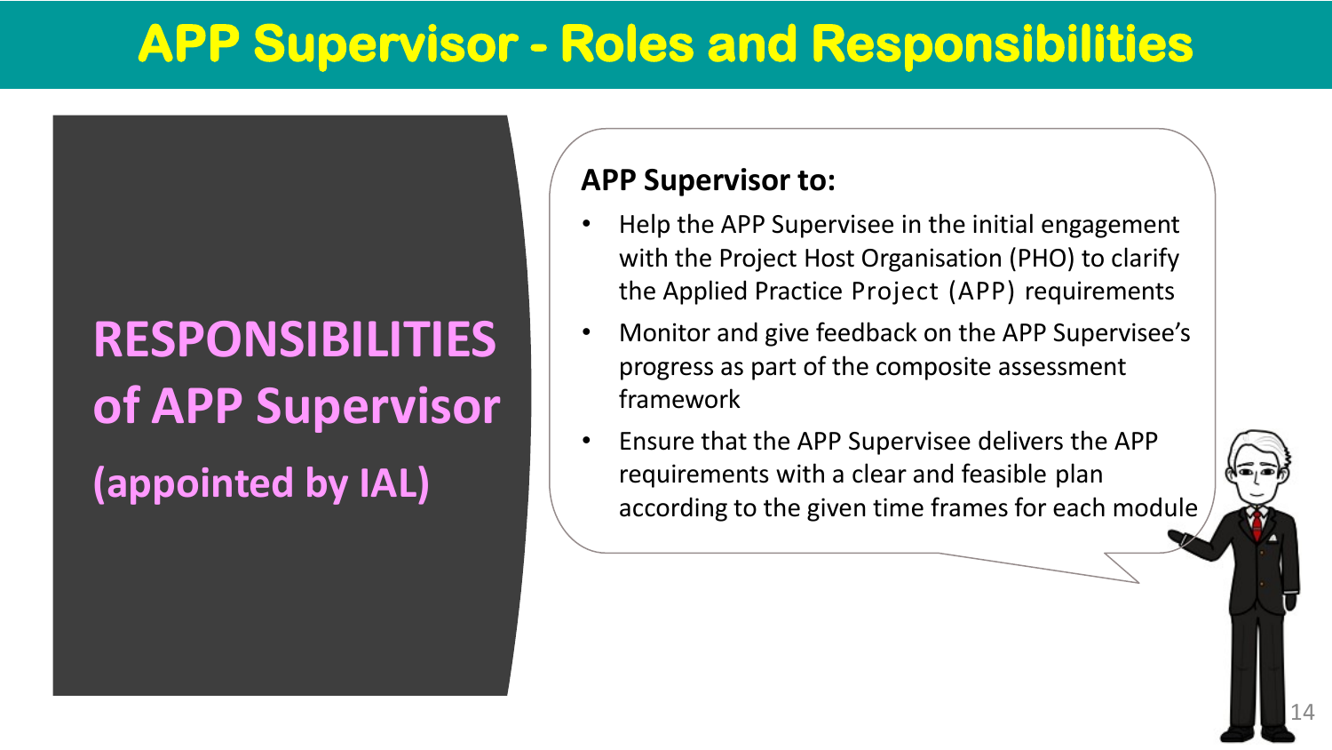# APP Supervisor - Roles and Responsibilities

## RESPONSIBILITIES of APP Supervisor (appointed by IAL)

**APP Supervisor to:**

- Help the APP Supervisee in the initial engagement with the Project Host Organisation (PHO) to clarify the Applied Practice Project (APP) requirements
- Monitor and give feedback on the APP Supervisee's progress as part of the composite assessment framework
- Ensure that the APP Supervisee delivers the APP requirements with a clear and feasible plan according to the given time frames for each module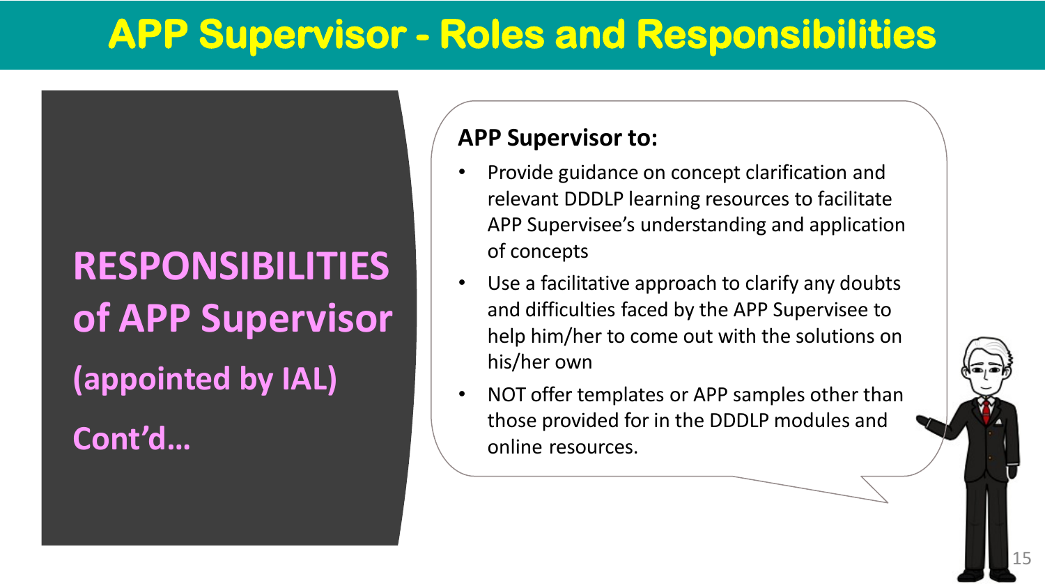# APP Supervisor - Roles and Responsibilities

## RESPONSIBILITIES of APP Supervisor (appointed by IAL) Cont'd…

**APP Supervisor to:**

- Provide guidance on concept clarification and relevant DDDLP learning resources to facilitate APP Supervisee's understanding and application of concepts
- Use a facilitative approach to clarify any doubts and difficulties faced by the APP Supervisee to help him/her to come out with the solutions on his/her own
- NOT offer templates or APP samples other than those provided for in the DDDLP modules and online resources.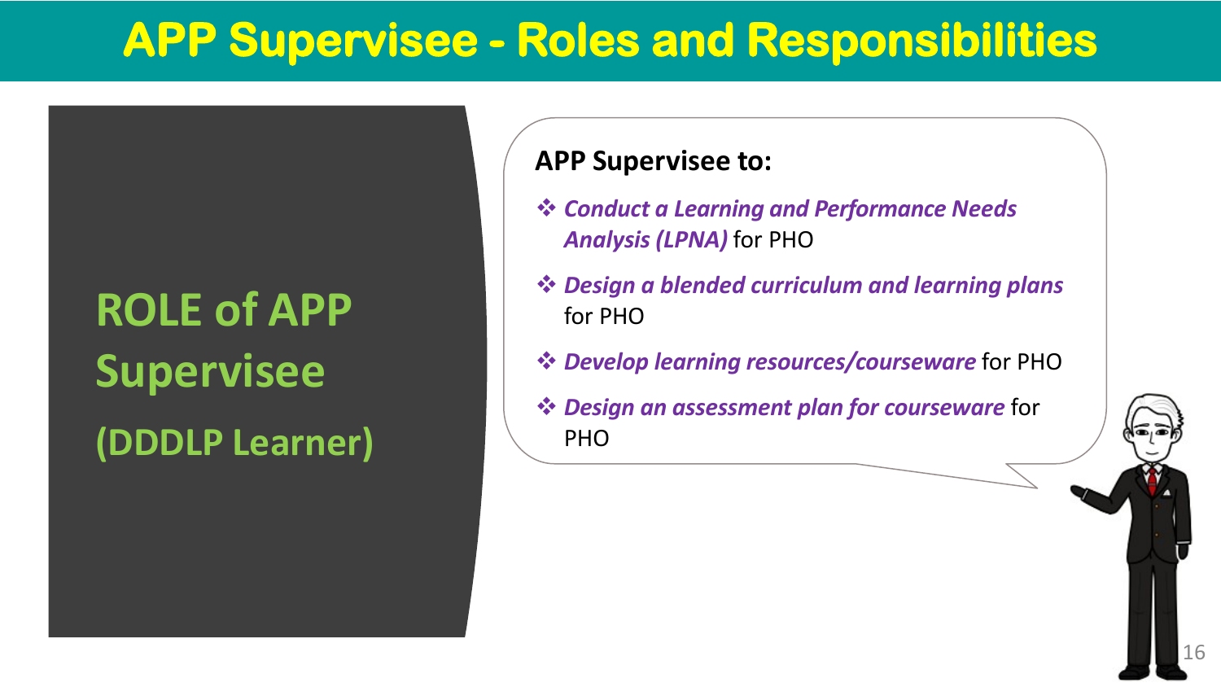# APP Supervisee - Roles and Responsibilities

## ROLE of APP Supervisee

## (DDDLP Learner)

**APP Supervisee to:**

- ***Conduct a Learning and Performance Needs Analysis (LPNA)*** for PHO
- ***Design a blended curriculum and learning plans*** for PHO
- ***Develop learning resources/courseware*** for PHO
- ***Design an assessment plan for courseware*** for PHO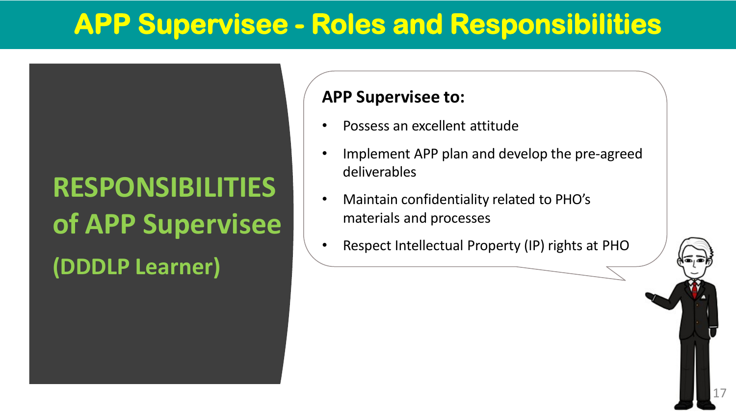# APP Supervisee - Roles and Responsibilities

## RESPONSIBILITIES of APP Supervisee

### (DDDLP Learner)

**APP Supervisee to:**

- Possess an excellent attitude
- Implement APP plan and develop the pre-agreed deliverables
- Maintain confidentiality related to PHO's materials and processes
- Respect Intellectual Property (IP) rights at PHO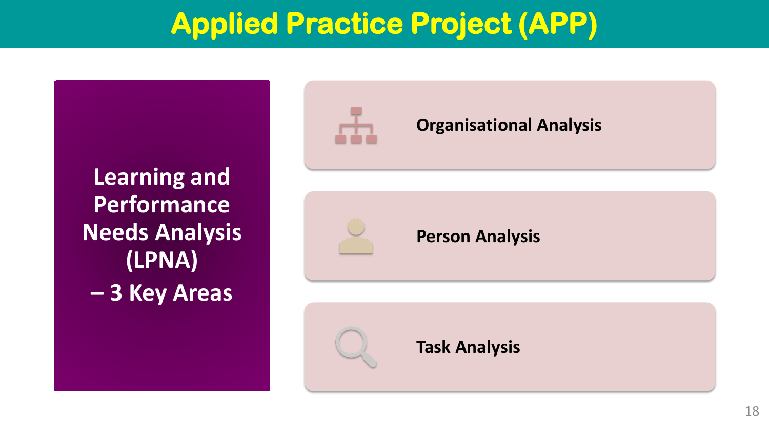# Applied Practice Project (APP)

**Learning and Performance Needs Analysis (LPNA) – 3 Key Areas**

- **Organisational Analysis**
- **Person Analysis**
- **Task Analysis**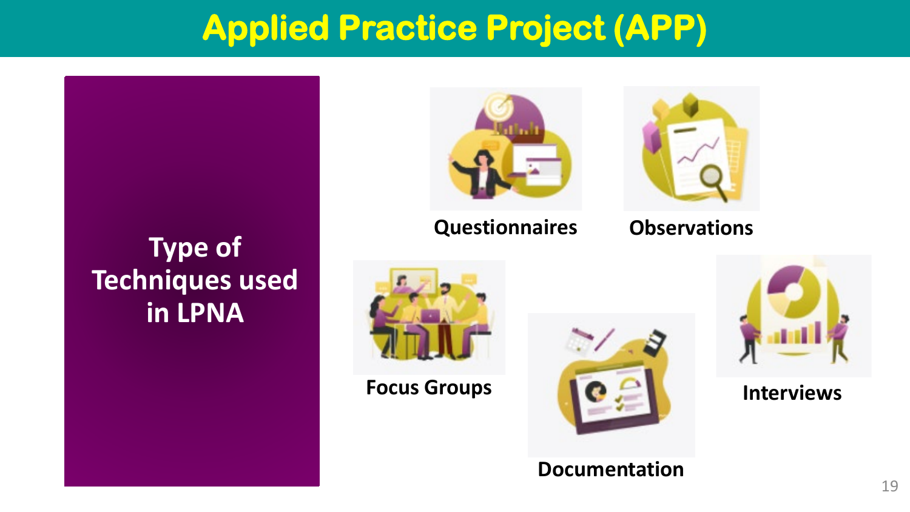# Applied Practice Project (APP)

## Type of Techniques used in LPNA

- Questionnaires
- Observations
- Focus Groups
- Documentation
- Interviews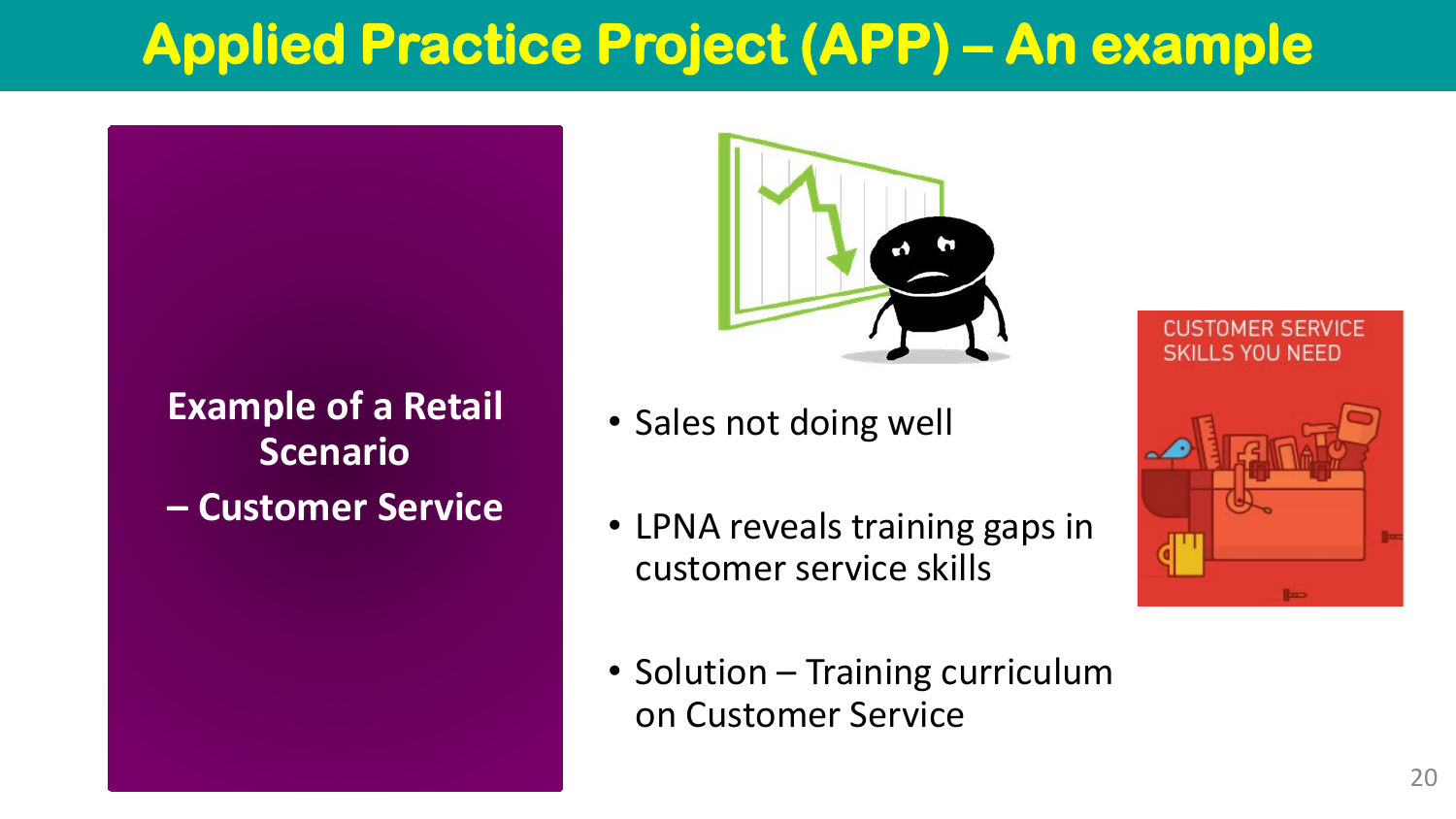# Applied Practice Project (APP) – An example

**Example of a Retail Scenario – Customer Service**

- Sales not doing well
- LPNA reveals training gaps in customer service skills
- Solution – Training curriculum on Customer Service

CUSTOMER SERVICE SKILLS YOU NEED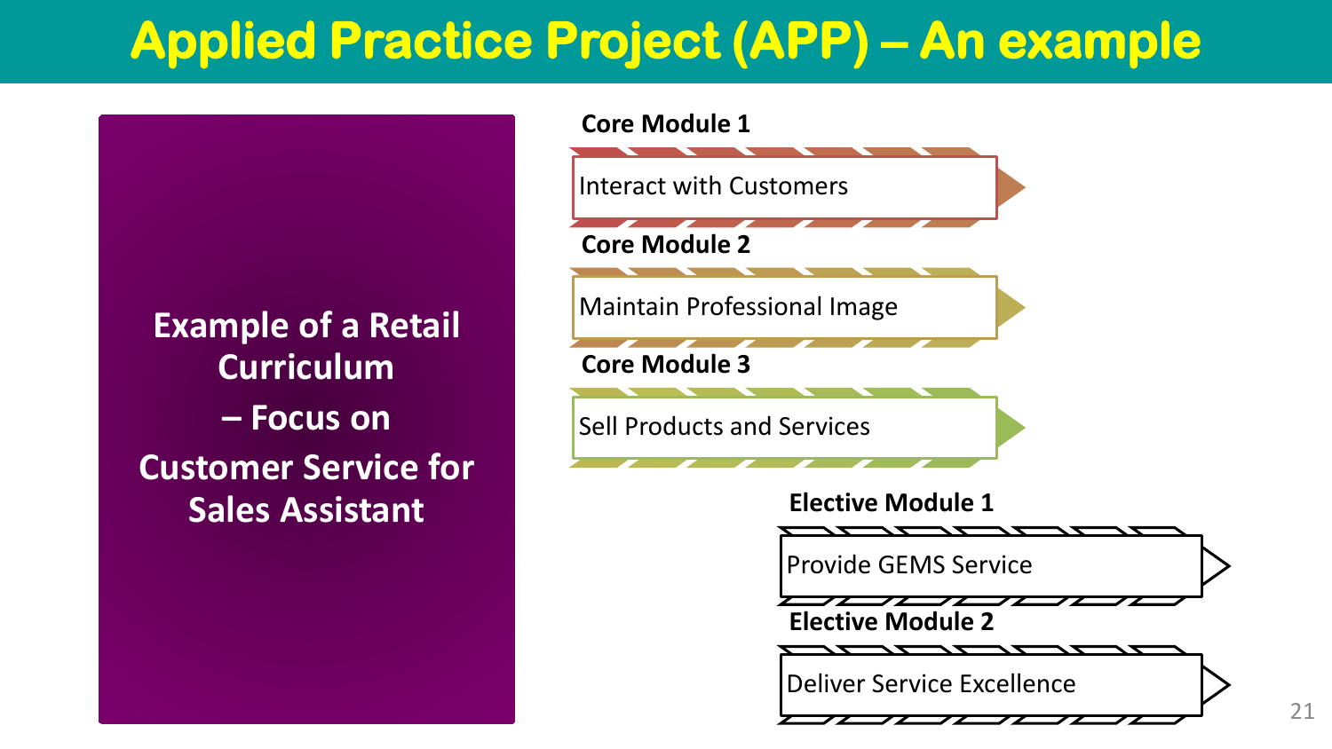# Applied Practice Project (APP) – An example

**Example of a Retail Curriculum – Focus on Customer Service for Sales Assistant**

**Core Module 1**

Interact with Customers

**Core Module 2**

Maintain Professional Image

**Core Module 3**

Sell Products and Services

**Elective Module 1**

Provide GEMS Service

**Elective Module 2**

Deliver Service Excellence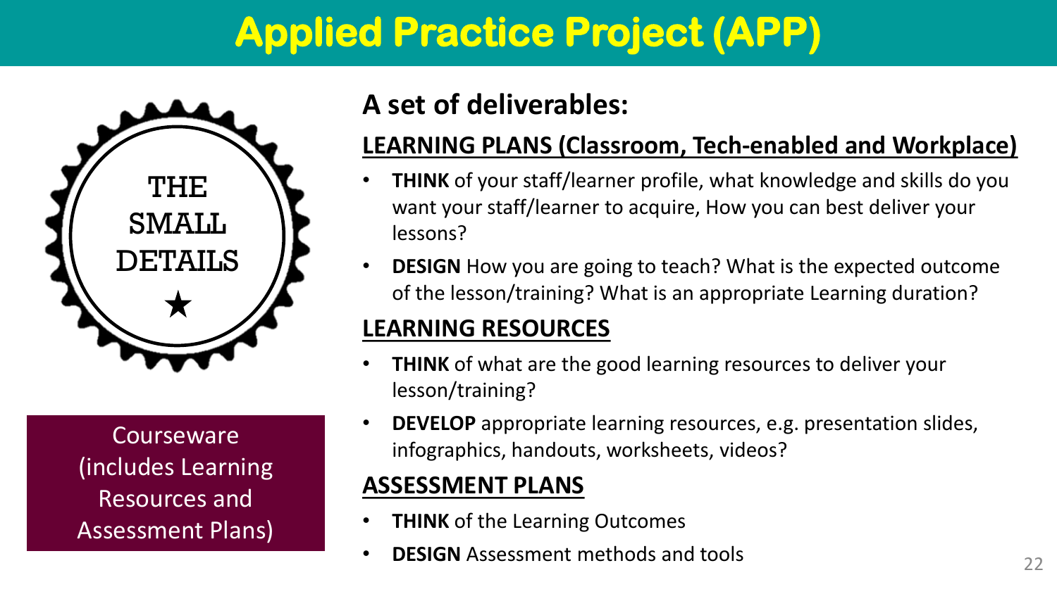# Applied Practice Project (APP)

THE SMALL DETAILS ★

Courseware (includes Learning Resources and Assessment Plans)

## A set of deliverables:

### LEARNING PLANS (Classroom, Tech-enabled and Workplace)

- **THINK** of your staff/learner profile, what knowledge and skills do you want your staff/learner to acquire, How you can best deliver your lessons?
- **DESIGN** How you are going to teach? What is the expected outcome of the lesson/training? What is an appropriate Learning duration?

### LEARNING RESOURCES

- **THINK** of what are the good learning resources to deliver your lesson/training?
- **DEVELOP** appropriate learning resources, e.g. presentation slides, infographics, handouts, worksheets, videos?

### ASSESSMENT PLANS

- **THINK** of the Learning Outcomes
- **DESIGN** Assessment methods and tools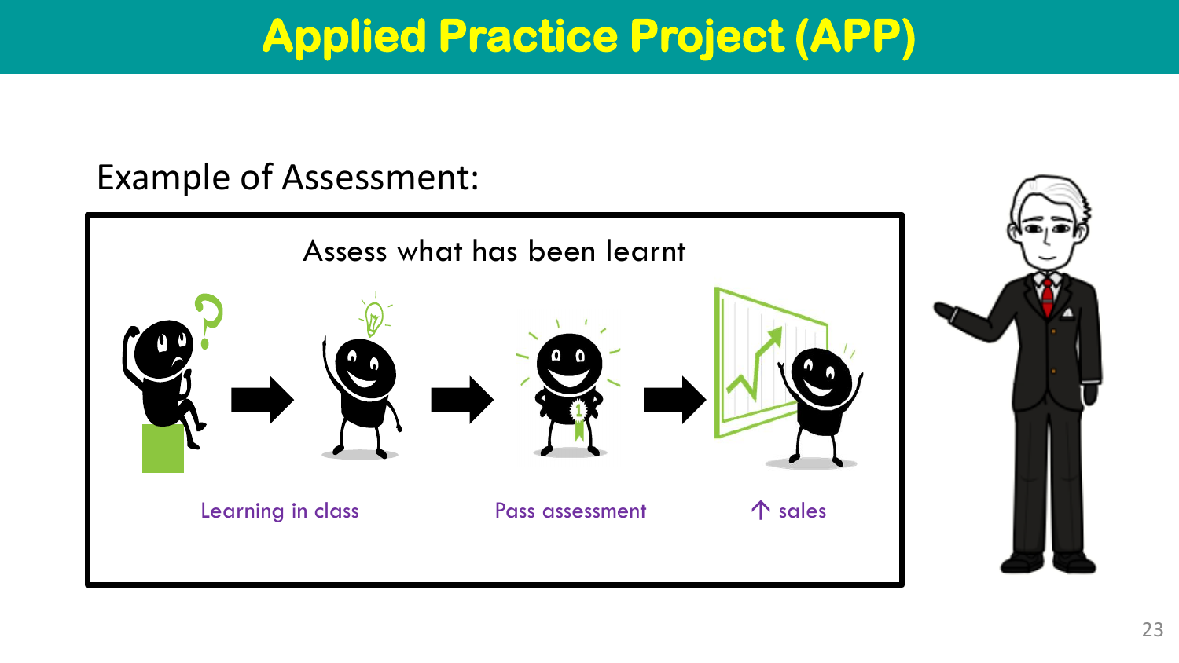# Applied Practice Project (APP)

Example of Assessment:

Assess what has been learnt

Learning in class → Pass assessment → ↑ sales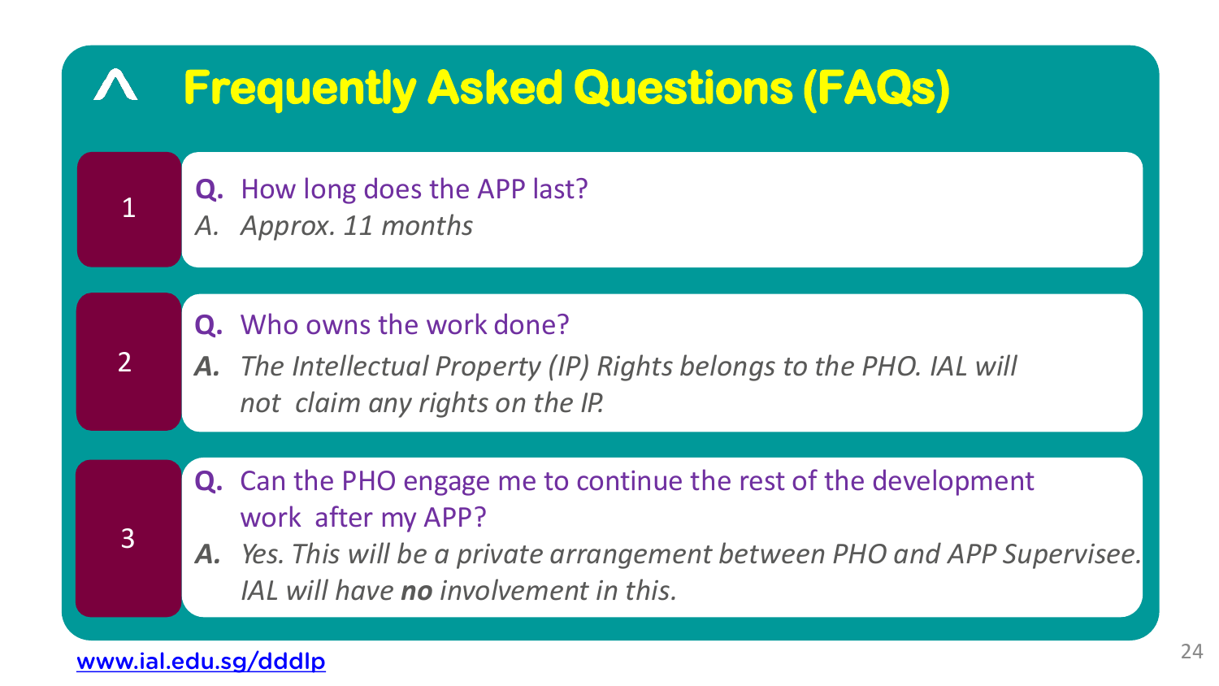# Frequently Asked Questions (FAQs)

**1**

**Q.** How long does the APP last?

*A. Approx. 11 months*

**2**

**Q.** Who owns the work done?

***A.*** *The Intellectual Property (IP) Rights belongs to the PHO. IAL will not claim any rights on the IP.*

**3**

**Q.** Can the PHO engage me to continue the rest of the development work after my APP?

***A.*** *Yes. This will be a private arrangement between PHO and APP Supervisee. IAL will have **no** involvement in this.*

www.ial.edu.sg/dddlp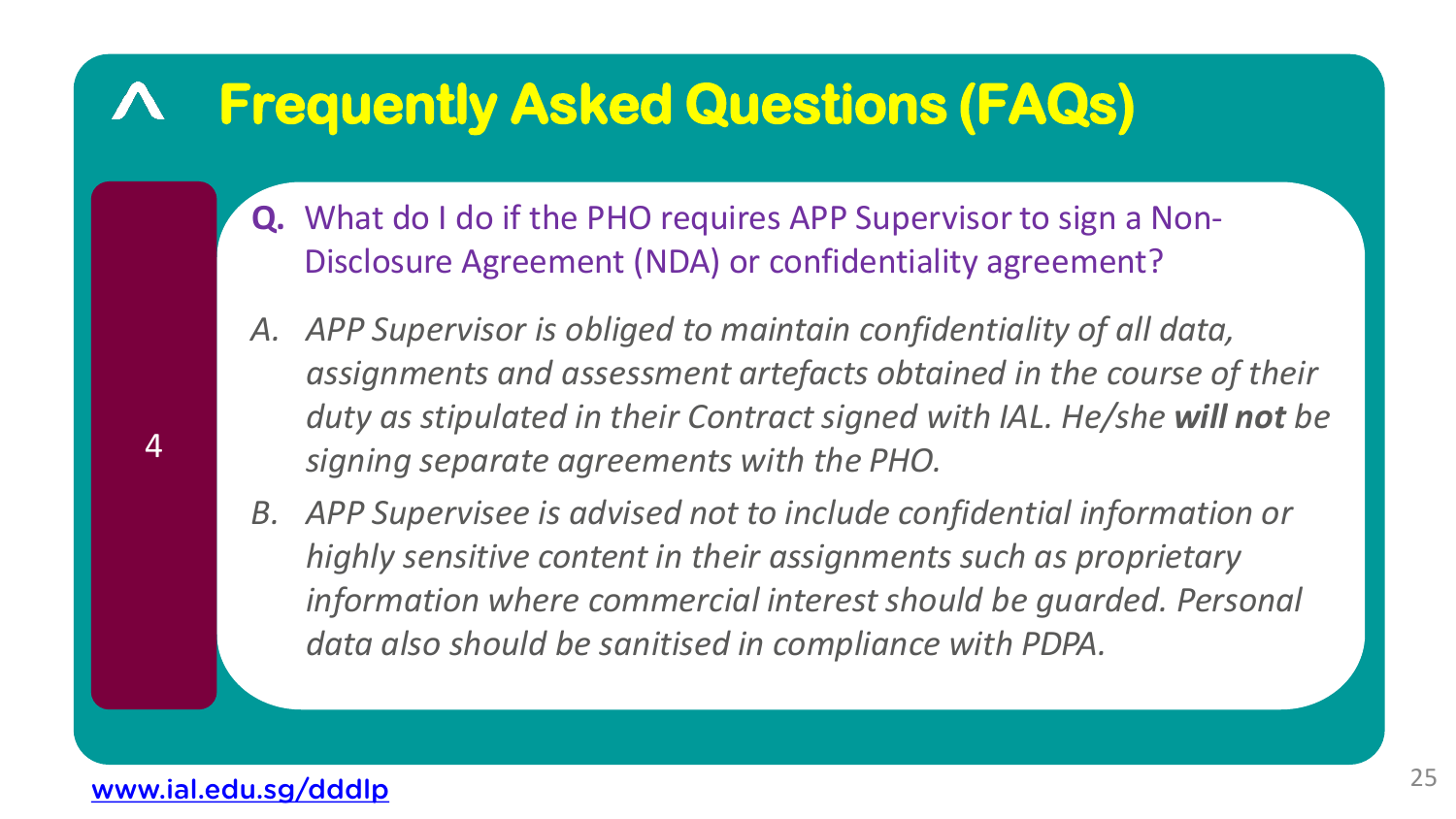# Frequently Asked Questions (FAQs)

4

**Q.** What do I do if the PHO requires APP Supervisor to sign a Non-Disclosure Agreement (NDA) or confidentiality agreement?

A. *APP Supervisor is obliged to maintain confidentiality of all data, assignments and assessment artefacts obtained in the course of their duty as stipulated in their Contract signed with IAL. He/she* ***will not*** *be signing separate agreements with the PHO.*

B. *APP Supervisee is advised not to include confidential information or highly sensitive content in their assignments such as proprietary information where commercial interest should be guarded. Personal data also should be sanitised in compliance with PDPA.*

[www.ial.edu.sg/dddlp](http://www.ial.edu.sg/dddlp)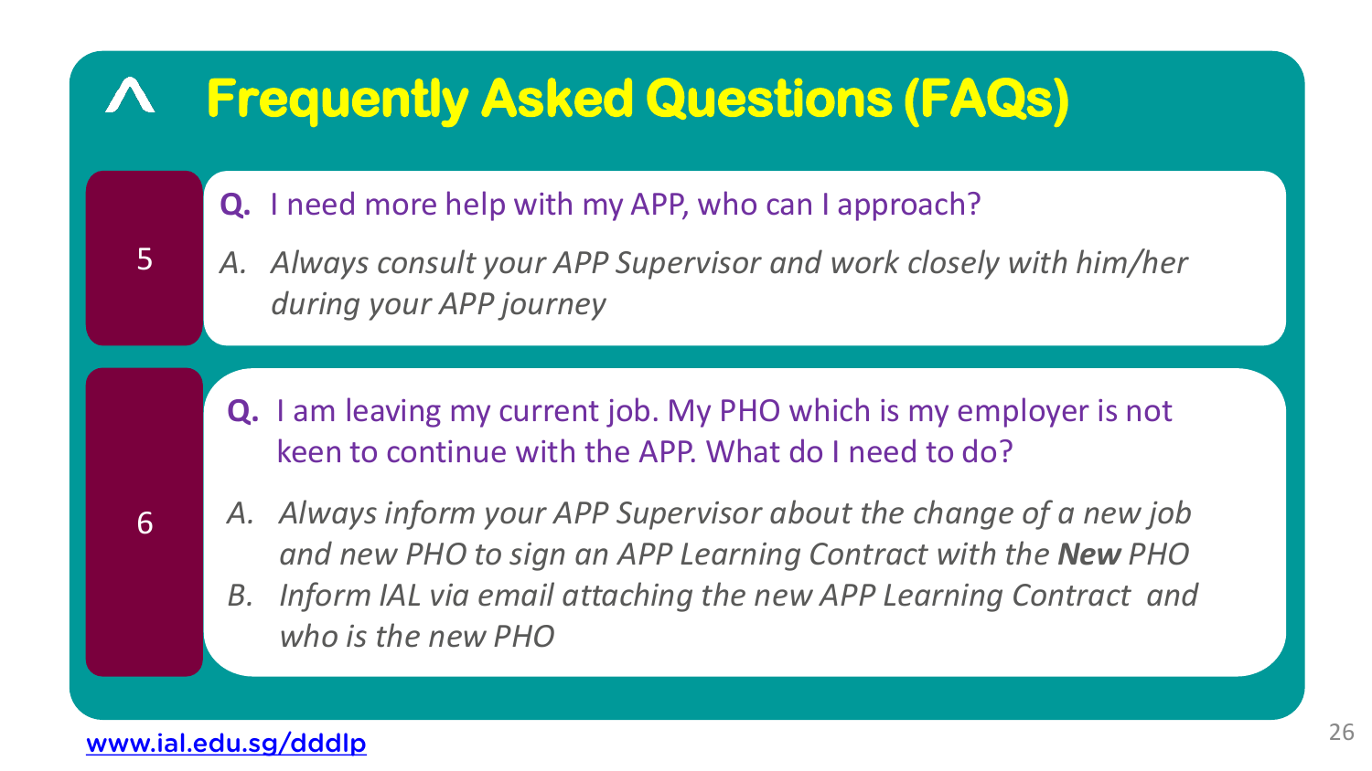# Frequently Asked Questions (FAQs)

**5**

**Q.** I need more help with my APP, who can I approach?

*A. Always consult your APP Supervisor and work closely with him/her during your APP journey*

**6**

**Q.** I am leaving my current job. My PHO which is my employer is not keen to continue with the APP. What do I need to do?

*A. Always inform your APP Supervisor about the change of a new job and new PHO to sign an APP Learning Contract with the **New** PHO*

*B. Inform IAL via email attaching the new APP Learning Contract and who is the new PHO*

www.ial.edu.sg/dddlp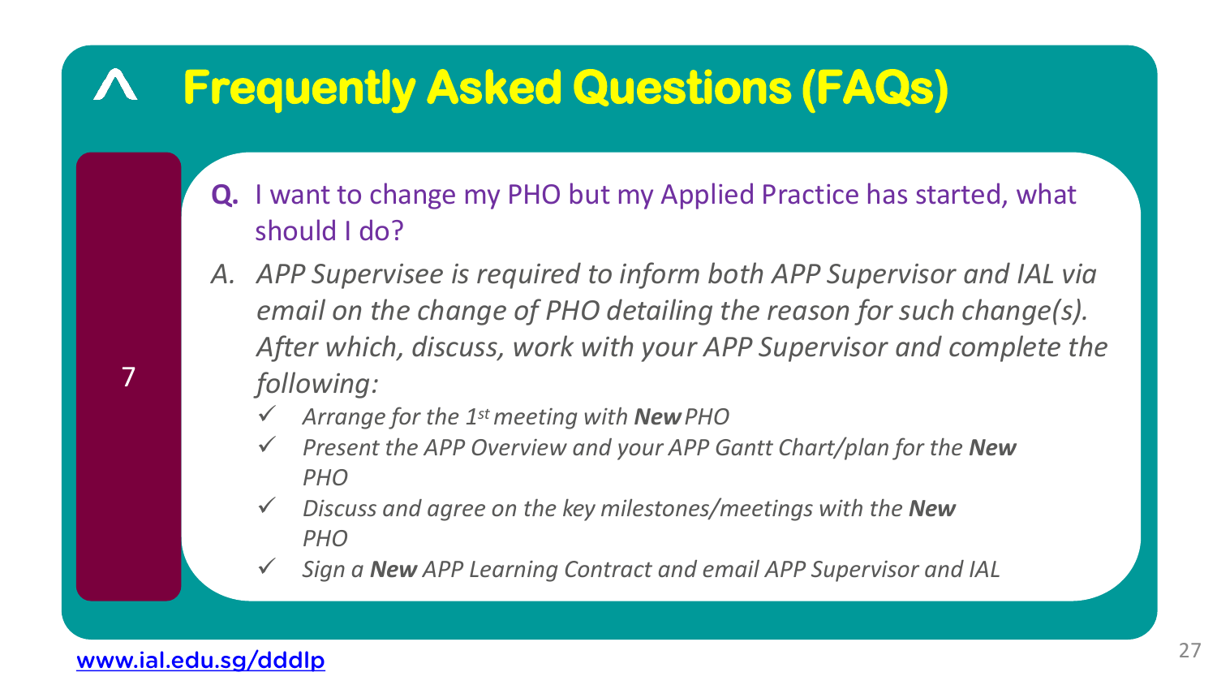# Frequently Asked Questions (FAQs)

7

**Q.** I want to change my PHO but my Applied Practice has started, what should I do?

*A. APP Supervisee is required to inform both APP Supervisor and IAL via email on the change of PHO detailing the reason for such change(s). After which, discuss, work with your APP Supervisor and complete the following:*

- ✓ *Arrange for the 1st meeting with **New** PHO*
- ✓ *Present the APP Overview and your APP Gantt Chart/plan for the **New** PHO*
- ✓ *Discuss and agree on the key milestones/meetings with the **New** PHO*
- ✓ *Sign a **New** APP Learning Contract and email APP Supervisor and IAL*

www.ial.edu.sg/dddlp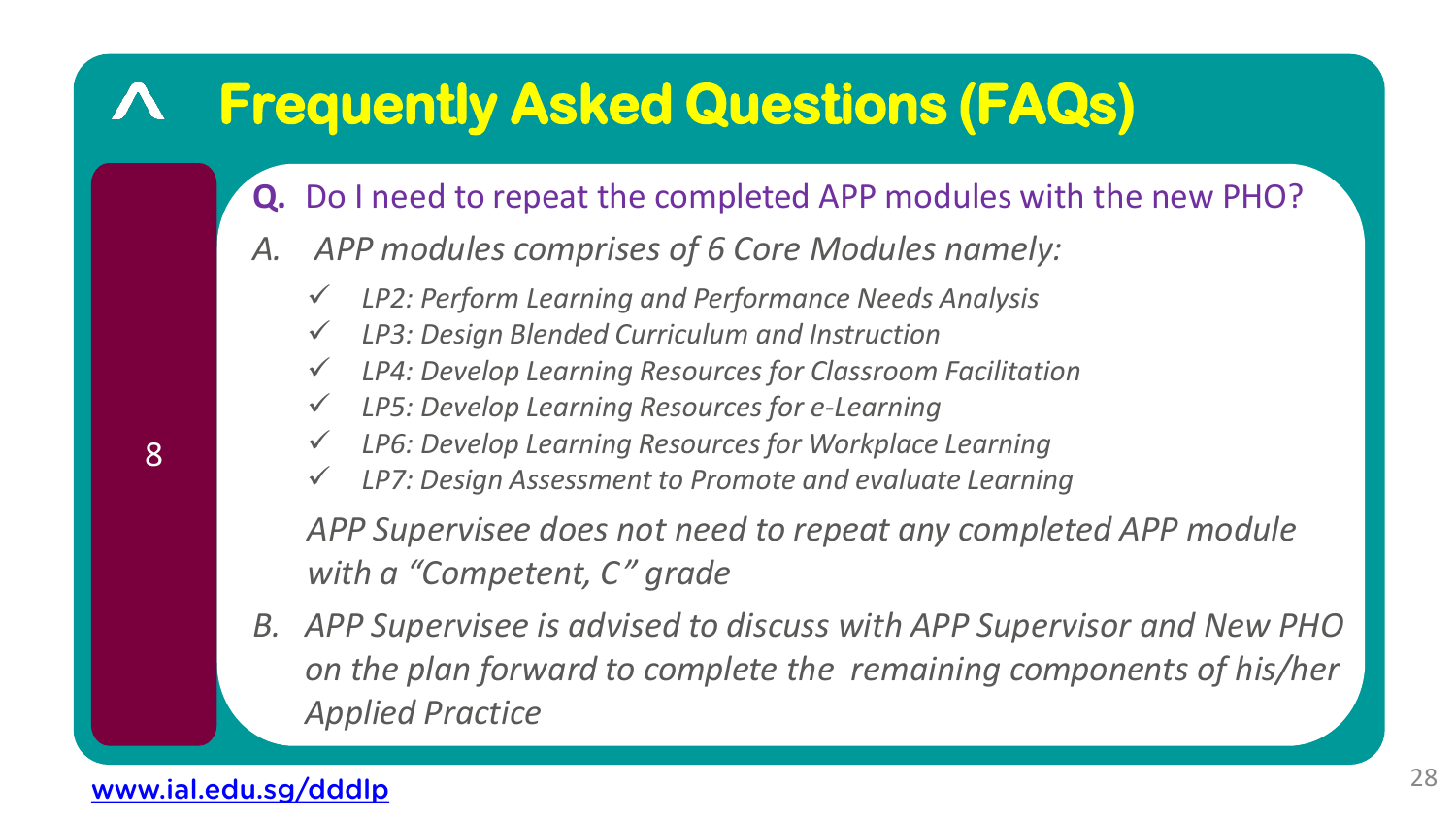# Frequently Asked Questions (FAQs)

8

**Q.** Do I need to repeat the completed APP modules with the new PHO?

*A. APP modules comprises of 6 Core Modules namely:*

- ✓ *LP2: Perform Learning and Performance Needs Analysis*
- ✓ *LP3: Design Blended Curriculum and Instruction*
- ✓ *LP4: Develop Learning Resources for Classroom Facilitation*
- ✓ *LP5: Develop Learning Resources for e-Learning*
- ✓ *LP6: Develop Learning Resources for Workplace Learning*
- ✓ *LP7: Design Assessment to Promote and evaluate Learning*

*APP Supervisee does not need to repeat any completed APP module with a "Competent, C" grade*

*B. APP Supervisee is advised to discuss with APP Supervisor and New PHO on the plan forward to complete the remaining components of his/her Applied Practice*

www.ial.edu.sg/dddlp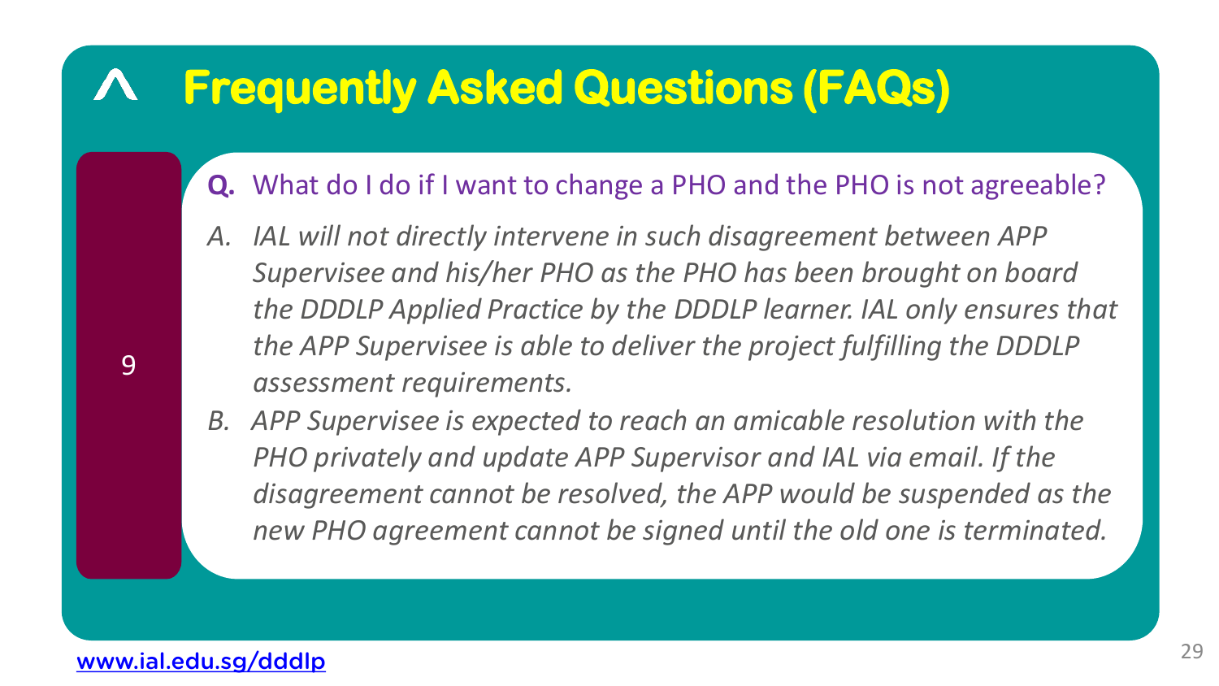# Frequently Asked Questions (FAQs)

9

**Q.** What do I do if I want to change a PHO and the PHO is not agreeable?

A. *IAL will not directly intervene in such disagreement between APP Supervisee and his/her PHO as the PHO has been brought on board the DDDLP Applied Practice by the DDDLP learner. IAL only ensures that the APP Supervisee is able to deliver the project fulfilling the DDDLP assessment requirements.*

B. *APP Supervisee is expected to reach an amicable resolution with the PHO privately and update APP Supervisor and IAL via email. If the disagreement cannot be resolved, the APP would be suspended as the new PHO agreement cannot be signed until the old one is terminated.*

www.ial.edu.sg/dddlp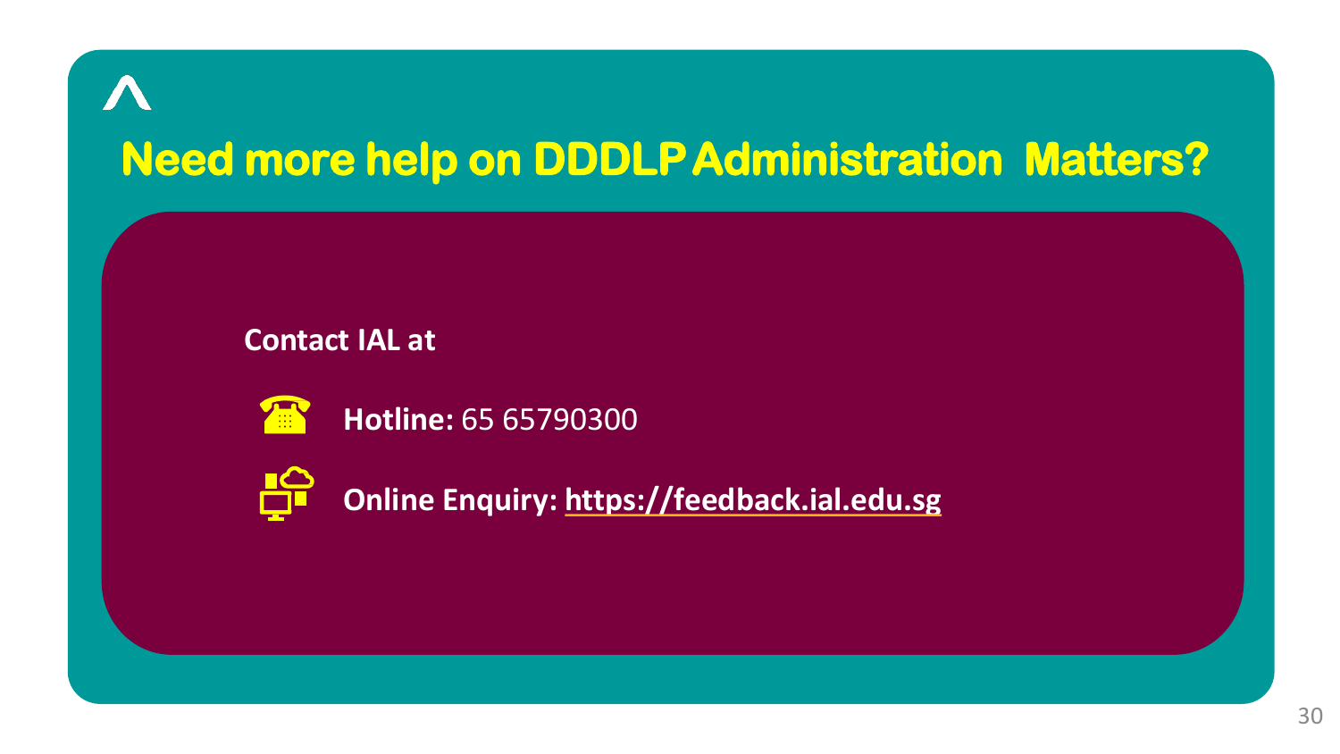# Need more help on DDDLP Administration Matters?

**Contact IAL at**

**Hotline:** 65 65790300

**Online Enquiry:** **https://feedback.ial.edu.sg**